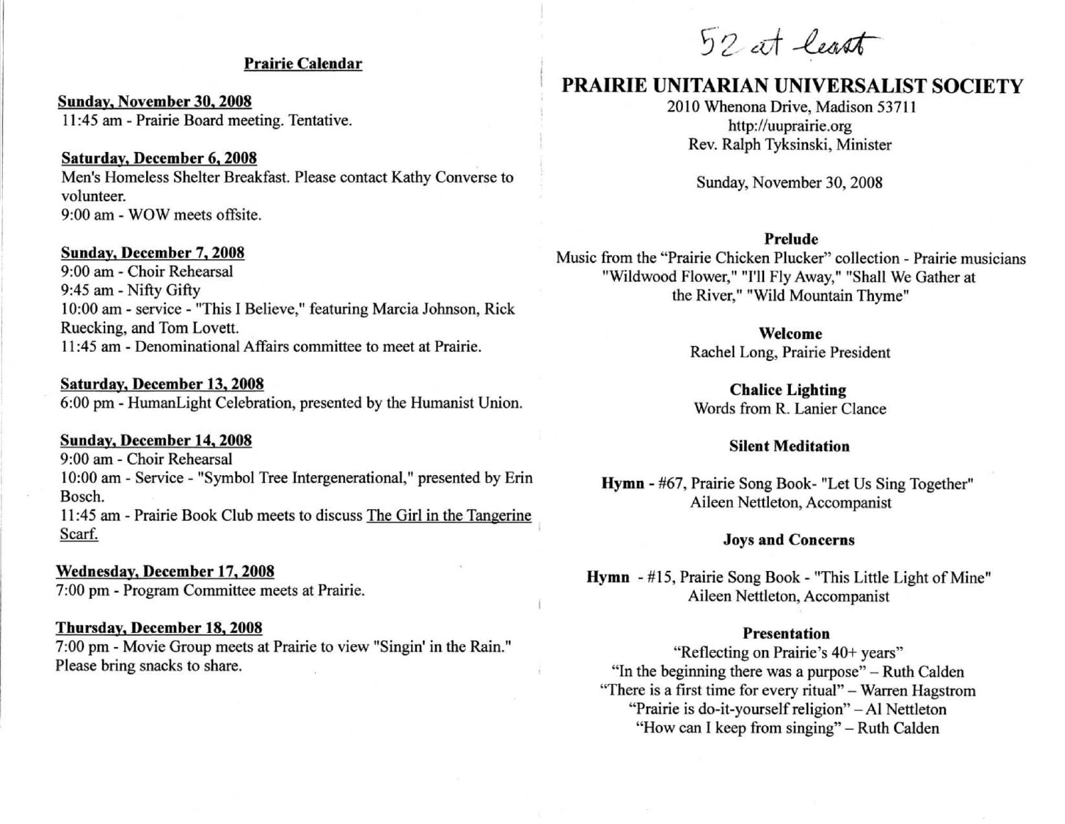## Prairie Calendar

**Sunday, November 30, 2008**
11:45 am - Prairie Board meeting. Tentative.

**Saturday, December 6, 2008**
Men's Homeless Shelter Breakfast. Please contact Kathy Converse to volunteer.
9:00 am - WOW meets offsite.

**Sunday, December 7, 2008**
9:00 am - Choir Rehearsal
9:45 am - Nifty Gifty
10:00 am - service - "This I Believe," featuring Marcia Johnson, Rick Ruecking, and Tom Lovett.
11:45 am - Denominational Affairs committee to meet at Prairie.

**Saturday, December 13, 2008**
6:00 pm - HumanLight Celebration, presented by the Humanist Union.

**Sunday, December 14, 2008**
9:00 am - Choir Rehearsal
10:00 am - Service - "Symbol Tree Intergenerational," presented by Erin Bosch.
11:45 am - Prairie Book Club meets to discuss The Girl in the Tangerine Scarf.

**Wednesday, December 17, 2008**
7:00 pm - Program Committee meets at Prairie.

**Thursday, December 18, 2008**
7:00 pm - Movie Group meets at Prairie to view "Singin' in the Rain." Please bring snacks to share.

52 at least

# PRAIRIE UNITARIAN UNIVERSALIST SOCIETY

2010 Whenona Drive, Madison 53711
http://uuprairie.org
Rev. Ralph Tyksinski, Minister

Sunday, November 30, 2008

**Prelude**
Music from the "Prairie Chicken Plucker" collection - Prairie musicians
"Wildwood Flower," "I'll Fly Away," "Shall We Gather at the River," "Wild Mountain Thyme"

**Welcome**
Rachel Long, Prairie President

**Chalice Lighting**
Words from R. Lanier Clance

**Silent Meditation**

**Hymn** - #67, Prairie Song Book- "Let Us Sing Together"
Aileen Nettleton, Accompanist

**Joys and Concerns**

**Hymn** - #15, Prairie Song Book - "This Little Light of Mine"
Aileen Nettleton, Accompanist

**Presentation**
"Reflecting on Prairie's 40+ years"
"In the beginning there was a purpose" – Ruth Calden
"There is a first time for every ritual" – Warren Hagstrom
"Prairie is do-it-yourself religion" – Al Nettleton
"How can I keep from singing" – Ruth Calden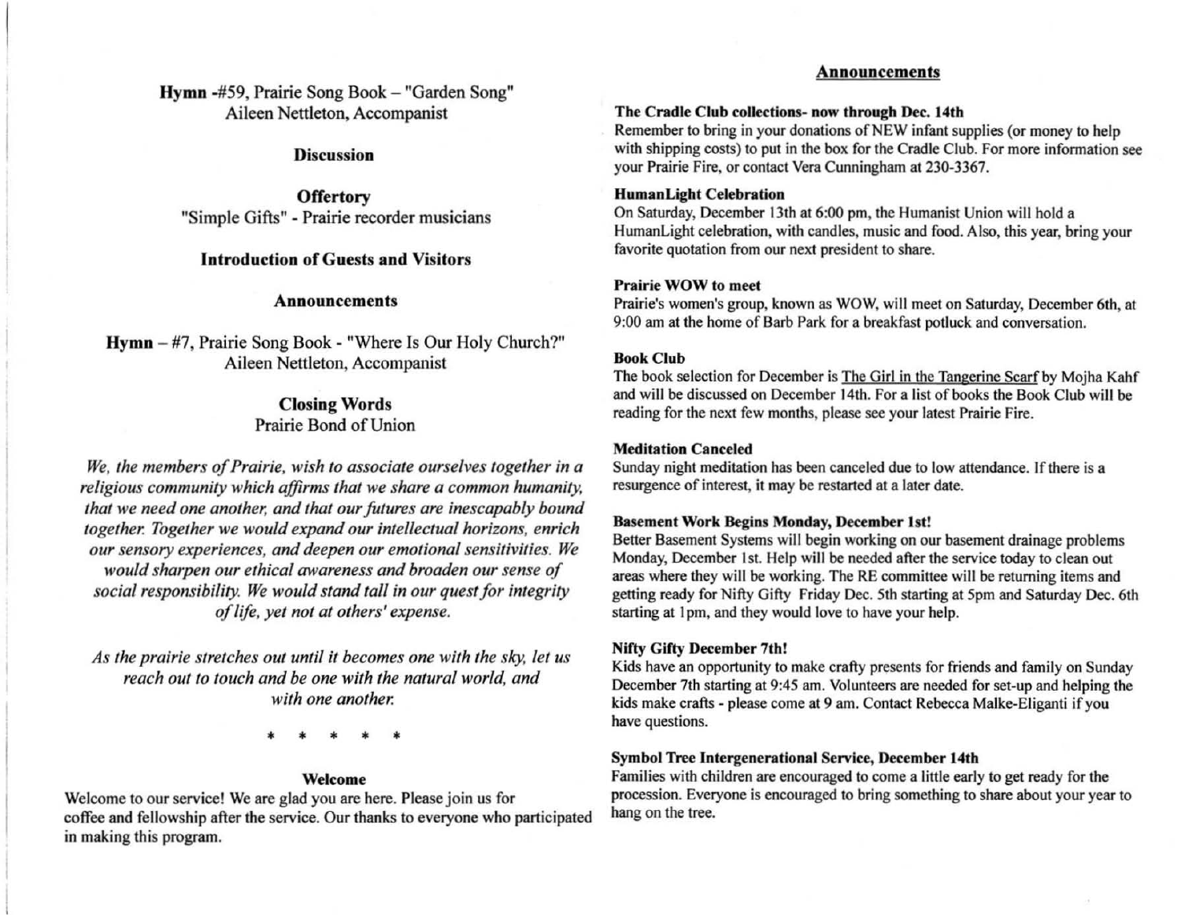**Hymn** -#59, Prairie Song Book – "Garden Song"
Aileen Nettleton, Accompanist

**Discussion**

**Offertory**
"Simple Gifts" - Prairie recorder musicians

**Introduction of Guests and Visitors**

**Announcements**

**Hymn** – #7, Prairie Song Book - "Where Is Our Holy Church?"
Aileen Nettleton, Accompanist

**Closing Words**
Prairie Bond of Union

*We, the members of Prairie, wish to associate ourselves together in a religious community which affirms that we share a common humanity, that we need one another, and that our futures are inescapably bound together. Together we would expand our intellectual horizons, enrich our sensory experiences, and deepen our emotional sensitivities. We would sharpen our ethical awareness and broaden our sense of social responsibility. We would stand tall in our quest for integrity of life, yet not at others' expense.*

*As the prairie stretches out until it becomes one with the sky, let us reach out to touch and be one with the natural world, and with one another.*

\* \* \* \* \*

**Welcome**

Welcome to our service! We are glad you are here. Please join us for coffee and fellowship after the service. Our thanks to everyone who participated in making this program.

## Announcements

**The Cradle Club collections- now through Dec. 14th**
Remember to bring in your donations of NEW infant supplies (or money to help with shipping costs) to put in the box for the Cradle Club. For more information see your Prairie Fire, or contact Vera Cunningham at 230-3367.

**HumanLight Celebration**
On Saturday, December 13th at 6:00 pm, the Humanist Union will hold a HumanLight celebration, with candles, music and food. Also, this year, bring your favorite quotation from our next president to share.

**Prairie WOW to meet**
Prairie's women's group, known as WOW, will meet on Saturday, December 6th, at 9:00 am at the home of Barb Park for a breakfast potluck and conversation.

**Book Club**
The book selection for December is The Girl in the Tangerine Scarf by Mojha Kahf and will be discussed on December 14th. For a list of books the Book Club will be reading for the next few months, please see your latest Prairie Fire.

**Meditation Canceled**
Sunday night meditation has been canceled due to low attendance. If there is a resurgence of interest, it may be restarted at a later date.

**Basement Work Begins Monday, December 1st!**
Better Basement Systems will begin working on our basement drainage problems Monday, December 1st. Help will be needed after the service today to clean out areas where they will be working. The RE committee will be returning items and getting ready for Nifty Gifty Friday Dec. 5th starting at 5pm and Saturday Dec. 6th starting at 1pm, and they would love to have your help.

**Nifty Gifty December 7th!**
Kids have an opportunity to make crafty presents for friends and family on Sunday December 7th starting at 9:45 am. Volunteers are needed for set-up and helping the kids make crafts - please come at 9 am. Contact Rebecca Malke-Eliganti if you have questions.

**Symbol Tree Intergenerational Service, December 14th**
Families with children are encouraged to come a little early to get ready for the procession. Everyone is encouraged to bring something to share about your year to hang on the tree.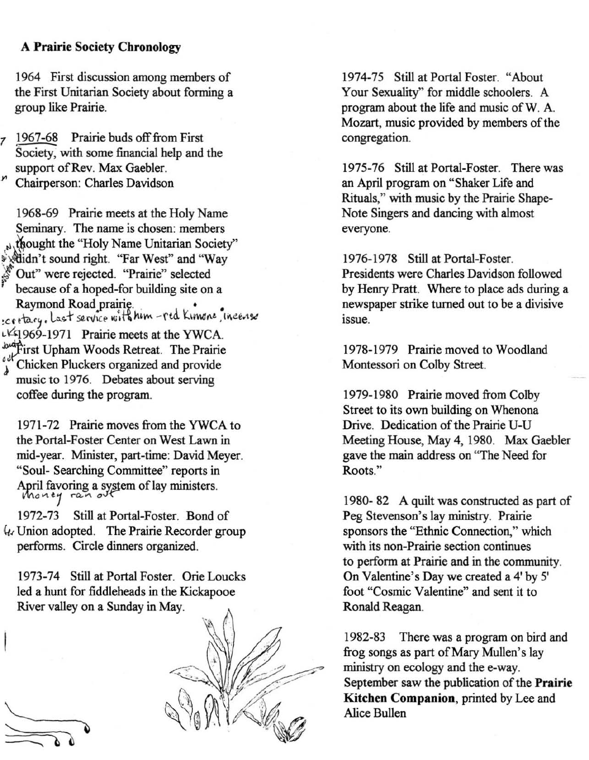**A Prairie Society Chronology**

1964 First discussion among members of the First Unitarian Society about forming a group like Prairie.

1967-68 Prairie buds off from First Society, with some financial help and the support of Rev. Max Gaebler. Chairperson: Charles Davidson

1968-69 Prairie meets at the Holy Name Seminary. The name is chosen: members thought the "Holy Name Unitarian Society" didn't sound right. "Far West" and "Way Out" were rejected. "Prairie" selected because of a hoped-for building site on a Raymond Road prairie.

1969-1971 Prairie meets at the YWCA. First Upham Woods Retreat. The Prairie Chicken Pluckers organized and provide music to 1976. Debates about serving coffee during the program.

1971-72 Prairie moves from the YWCA to the Portal-Foster Center on West Lawn in mid-year. Minister, part-time: David Meyer. "Soul- Searching Committee" reports in April favoring a system of lay ministers.

1972-73 Still at Portal-Foster. Bond of Union adopted. The Prairie Recorder group performs. Circle dinners organized.

1973-74 Still at Portal Foster. Orie Loucks led a hunt for fiddleheads in the Kickapooe River valley on a Sunday in May.

1974-75 Still at Portal Foster. "About Your Sexuality" for middle schoolers. A program about the life and music of W. A. Mozart, music provided by members of the congregation.

1975-76 Still at Portal-Foster. There was an April program on "Shaker Life and Rituals," with music by the Prairie Shape-Note Singers and dancing with almost everyone.

1976-1978 Still at Portal-Foster. Presidents were Charles Davidson followed by Henry Pratt. Where to place ads during a newspaper strike turned out to be a divisive issue.

1978-1979 Prairie moved to Woodland Montessori on Colby Street.

1979-1980 Prairie moved from Colby Street to its own building on Whenona Drive. Dedication of the Prairie U-U Meeting House, May 4, 1980. Max Gaebler gave the main address on "The Need for Roots."

1980- 82 A quilt was constructed as part of Peg Stevenson's lay ministry. Prairie sponsors the "Ethnic Connection," which with its non-Prairie section continues to perform at Prairie and in the community. On Valentine's Day we created a 4' by 5' foot "Cosmic Valentine" and sent it to Ronald Reagan.

1982-83 There was a program on bird and frog songs as part of Mary Mullen's lay ministry on ecology and the e-way. September saw the publication of the **Prairie Kitchen Companion**, printed by Lee and Alice Bullen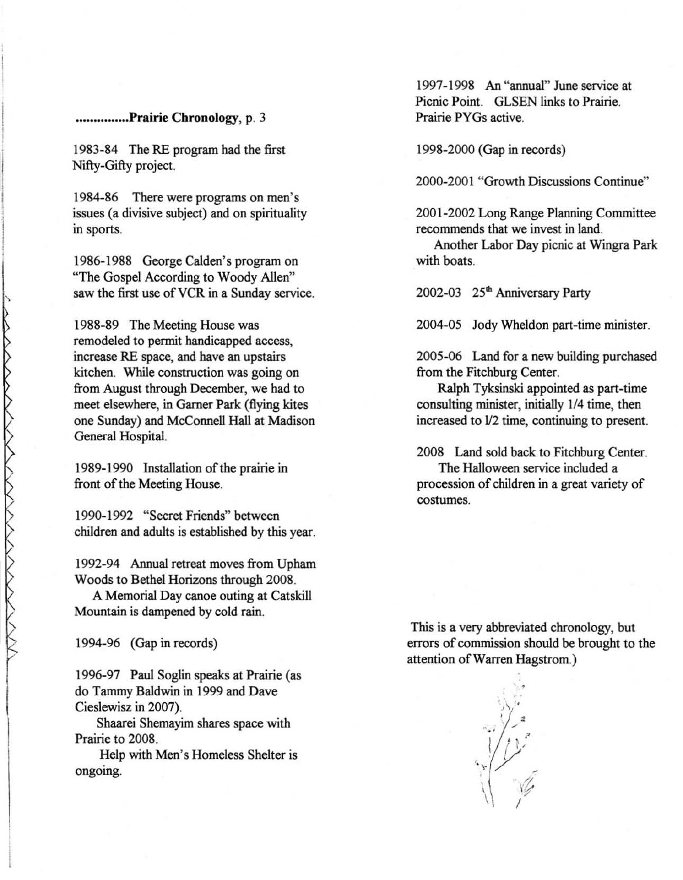**...............Prairie Chronology**, p. 3

1983-84 The RE program had the first Nifty-Gifty project.

1984-86 There were programs on men's issues (a divisive subject) and on spirituality in sports.

1986-1988 George Calden's program on "The Gospel According to Woody Allen" saw the first use of VCR in a Sunday service.

1988-89 The Meeting House was remodeled to permit handicapped access, increase RE space, and have an upstairs kitchen. While construction was going on from August through December, we had to meet elsewhere, in Garner Park (flying kites one Sunday) and McConnell Hall at Madison General Hospital.

1989-1990 Installation of the prairie in front of the Meeting House.

1990-1992 "Secret Friends" between children and adults is established by this year.

1992-94 Annual retreat moves from Upham Woods to Bethel Horizons through 2008.
A Memorial Day canoe outing at Catskill Mountain is dampened by cold rain.

1994-96 (Gap in records)

1996-97 Paul Soglin speaks at Prairie (as do Tammy Baldwin in 1999 and Dave Cieslewisz in 2007).
Shaarei Shemayim shares space with Prairie to 2008.
Help with Men's Homeless Shelter is ongoing.

1997-1998 An "annual" June service at Picnic Point. GLSEN links to Prairie. Prairie PYGs active.

1998-2000 (Gap in records)

2000-2001 "Growth Discussions Continue"

2001-2002 Long Range Planning Committee recommends that we invest in land.
Another Labor Day picnic at Wingra Park with boats.

2002-03 25th Anniversary Party

2004-05 Jody Wheldon part-time minister.

2005-06 Land for a new building purchased from the Fitchburg Center.
Ralph Tyksinski appointed as part-time consulting minister, initially 1/4 time, then increased to 1/2 time, continuing to present.

2008 Land sold back to Fitchburg Center.
The Halloween service included a procession of children in a great variety of costumes.

This is a very abbreviated chronology, but errors of commission should be brought to the attention of Warren Hagstrom.)